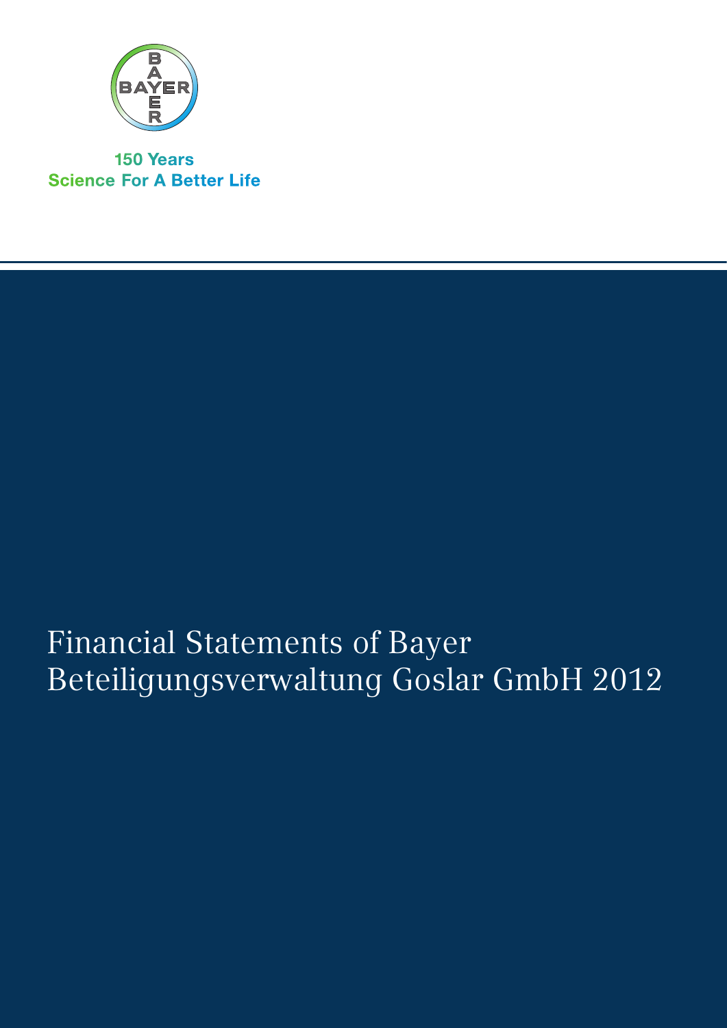150 Years
Science For A Better Life

# Financial Statements of Bayer Beteiligungsverwaltung Goslar GmbH 2012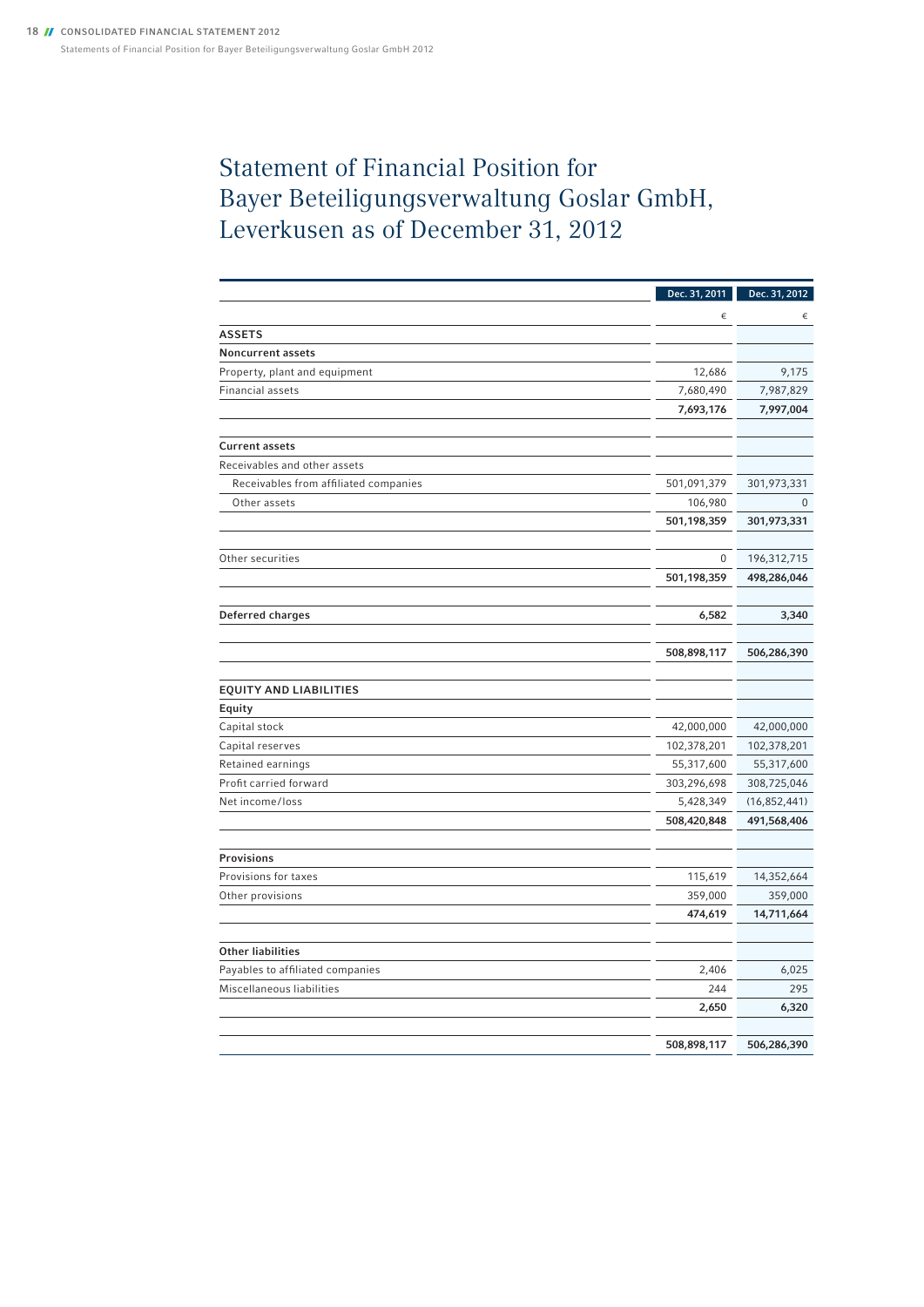# Statement of Financial Position for Bayer Beteiligungsverwaltung Goslar GmbH, Leverkusen as of December 31, 2012

| | Dec. 31, 2011 | Dec. 31, 2012 |
|---|---|---|
| | € | € |
| **ASSETS** | | |
| **Noncurrent assets** | | |
| Property, plant and equipment | 12,686 | 9,175 |
| Financial assets | 7,680,490 | 7,987,829 |
| | **7,693,176** | **7,997,004** |
| **Current assets** | | |
| Receivables and other assets | | |
| Receivables from affiliated companies | 501,091,379 | 301,973,331 |
| Other assets | 106,980 | 0 |
| | **501,198,359** | **301,973,331** |
| Other securities | 0 | 196,312,715 |
| | **501,198,359** | **498,286,046** |
| **Deferred charges** | **6,582** | **3,340** |
| | **508,898,117** | **506,286,390** |
| **EQUITY AND LIABILITIES** | | |
| **Equity** | | |
| Capital stock | 42,000,000 | 42,000,000 |
| Capital reserves | 102,378,201 | 102,378,201 |
| Retained earnings | 55,317,600 | 55,317,600 |
| Profit carried forward | 303,296,698 | 308,725,046 |
| Net income/loss | 5,428,349 | (16,852,441) |
| | **508,420,848** | **491,568,406** |
| **Provisions** | | |
| Provisions for taxes | 115,619 | 14,352,664 |
| Other provisions | 359,000 | 359,000 |
| | **474,619** | **14,711,664** |
| **Other liabilities** | | |
| Payables to affiliated companies | 2,406 | 6,025 |
| Miscellaneous liabilities | 244 | 295 |
| | **2,650** | **6,320** |
| | **508,898,117** | **506,286,390** |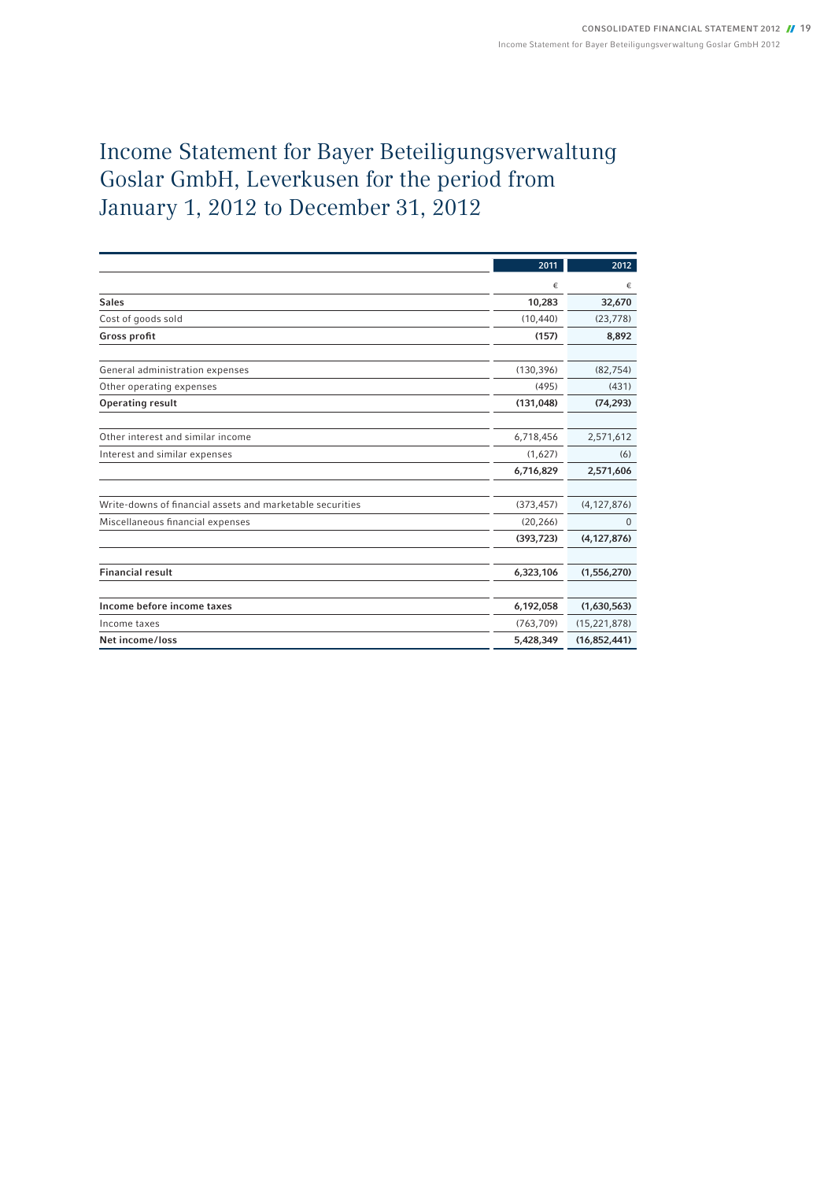# Income Statement for Bayer Beteiligungsverwaltung Goslar GmbH, Leverkusen for the period from January 1, 2012 to December 31, 2012

| | 2011 | 2012 |
|---|---|---|
| | € | € |
| **Sales** | **10,283** | **32,670** |
| Cost of goods sold | (10,440) | (23,778) |
| **Gross profit** | **(157)** | **8,892** |
| | | |
| General administration expenses | (130,396) | (82,754) |
| Other operating expenses | (495) | (431) |
| **Operating result** | **(131,048)** | **(74,293)** |
| | | |
| Other interest and similar income | 6,718,456 | 2,571,612 |
| Interest and similar expenses | (1,627) | (6) |
| | **6,716,829** | **2,571,606** |
| | | |
| Write-downs of financial assets and marketable securities | (373,457) | (4,127,876) |
| Miscellaneous financial expenses | (20,266) | 0 |
| | **(393,723)** | **(4,127,876)** |
| | | |
| **Financial result** | **6,323,106** | **(1,556,270)** |
| | | |
| **Income before income taxes** | **6,192,058** | **(1,630,563)** |
| Income taxes | (763,709) | (15,221,878) |
| **Net income/loss** | **5,428,349** | **(16,852,441)** |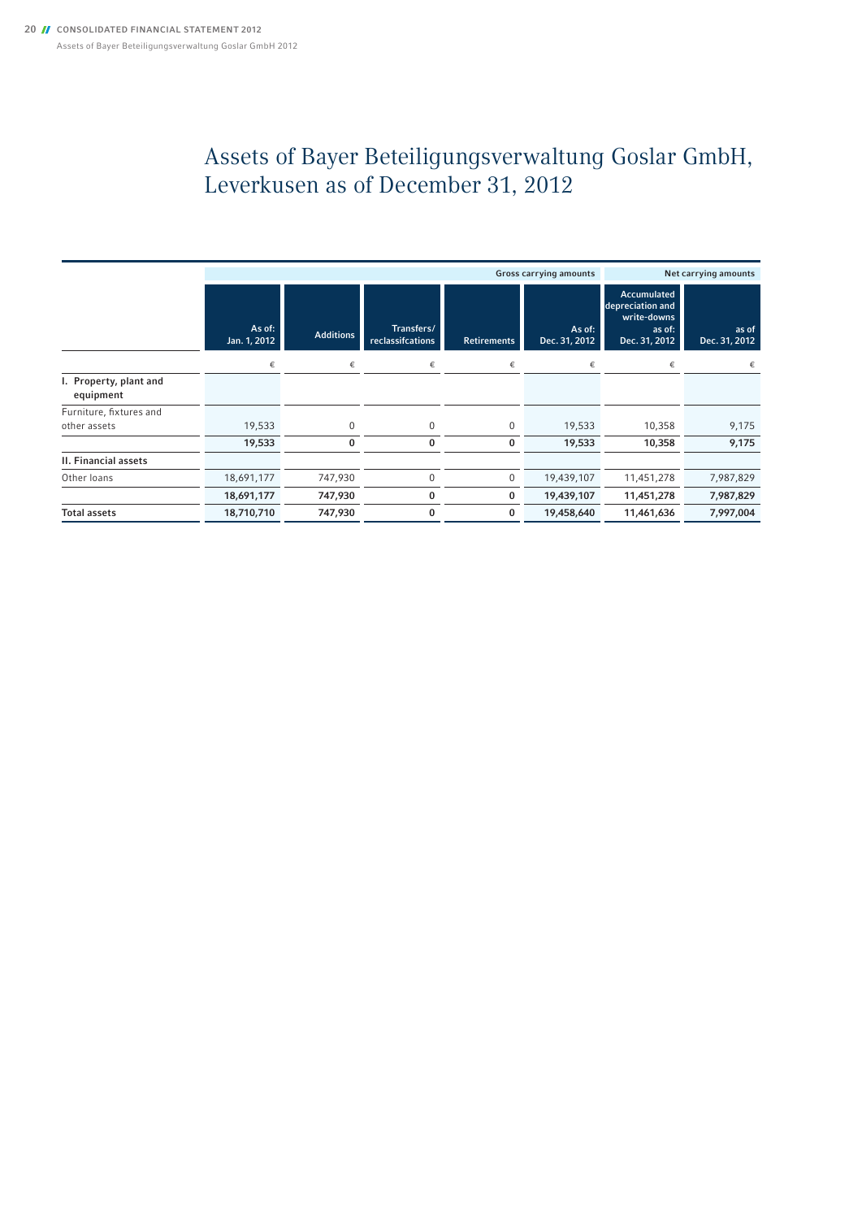# Assets of Bayer Beteiligungsverwaltung Goslar GmbH, Leverkusen as of December 31, 2012

| | Gross carrying amounts | | | | | Net carrying amounts | |
|---|---|---|---|---|---|---|---|
| | As of: Jan. 1, 2012 | Additions | Transfers/ reclassifcations | Retirements | As of: Dec. 31, 2012 | Accumulated depreciation and write-downs as of: Dec. 31, 2012 | as of Dec. 31, 2012 |
| | € | € | € | € | € | € | € |
| **I. Property, plant and equipment** | | | | | | | |
| Furniture, fixtures and other assets | 19,533 | 0 | 0 | 0 | 19,533 | 10,358 | 9,175 |
| | **19,533** | **0** | **0** | **0** | **19,533** | **10,358** | **9,175** |
| **II. Financial assets** | | | | | | | |
| Other loans | 18,691,177 | 747,930 | 0 | 0 | 19,439,107 | 11,451,278 | 7,987,829 |
| | **18,691,177** | **747,930** | **0** | **0** | **19,439,107** | **11,451,278** | **7,987,829** |
| **Total assets** | **18,710,710** | **747,930** | **0** | **0** | **19,458,640** | **11,461,636** | **7,997,004** |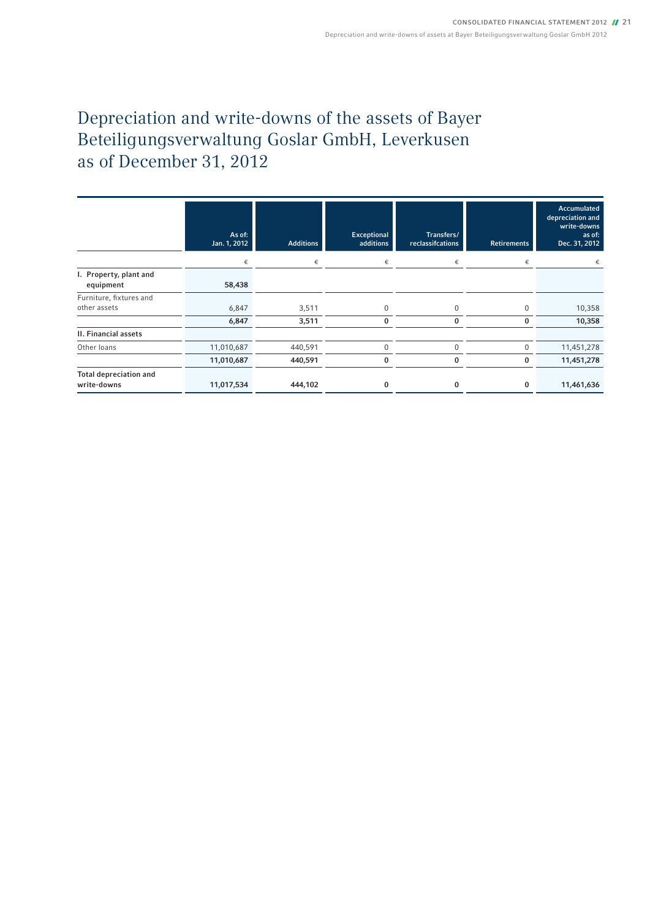# Depreciation and write-downs of the assets of Bayer Beteiligungsverwaltung Goslar GmbH, Leverkusen as of December 31, 2012

| | As of: Jan. 1, 2012 | Additions | Exceptional additions | Transfers/ reclassifcations | Retirements | Accumulated depreciation and write-downs as of: Dec. 31, 2012 |
|---|---|---|---|---|---|---|
| | € | € | € | € | € | € |
| **I. Property, plant and equipment** | **58,438** | | | | | |
| Furniture, fixtures and other assets | 6,847 | 3,511 | 0 | 0 | 0 | 10,358 |
| | **6,847** | **3,511** | **0** | **0** | **0** | **10,358** |
| **II. Financial assets** | | | | | | |
| Other loans | 11,010,687 | 440,591 | 0 | 0 | 0 | 11,451,278 |
| | **11,010,687** | **440,591** | **0** | **0** | **0** | **11,451,278** |
| **Total depreciation and write-downs** | **11,017,534** | **444,102** | **0** | **0** | **0** | **11,461,636** |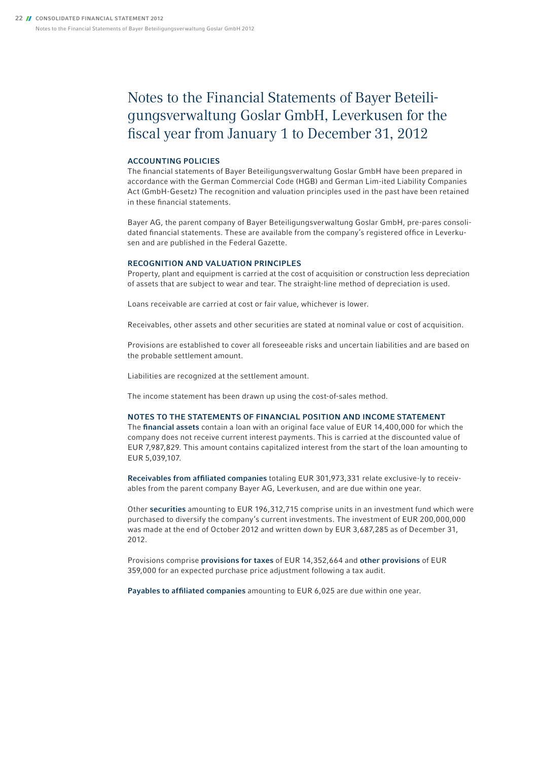# Notes to the Financial Statements of Bayer Beteiligungsverwaltung Goslar GmbH, Leverkusen for the fiscal year from January 1 to December 31, 2012

## ACCOUNTING POLICIES

The financial statements of Bayer Beteiligungsverwaltung Goslar GmbH have been prepared in accordance with the German Commercial Code (HGB) and German Lim-ited Liability Companies Act (GmbH-Gesetz) The recognition and valuation principles used in the past have been retained in these financial statements.

Bayer AG, the parent company of Bayer Beteiligungsverwaltung Goslar GmbH, pre-pares consolidated financial statements. These are available from the company's registered office in Leverkusen and are published in the Federal Gazette.

## RECOGNITION AND VALUATION PRINCIPLES

Property, plant and equipment is carried at the cost of acquisition or construction less depreciation of assets that are subject to wear and tear. The straight-line method of depreciation is used.

Loans receivable are carried at cost or fair value, whichever is lower.

Receivables, other assets and other securities are stated at nominal value or cost of acquisition.

Provisions are established to cover all foreseeable risks and uncertain liabilities and are based on the probable settlement amount.

Liabilities are recognized at the settlement amount.

The income statement has been drawn up using the cost-of-sales method.

## NOTES TO THE STATEMENTS OF FINANCIAL POSITION AND INCOME STATEMENT

The **financial assets** contain a loan with an original face value of EUR 14,400,000 for which the company does not receive current interest payments. This is carried at the discounted value of EUR 7,987,829. This amount contains capitalized interest from the start of the loan amounting to EUR 5,039,107.

**Receivables from affiliated companies** totaling EUR 301,973,331 relate exclusive-ly to receivables from the parent company Bayer AG, Leverkusen, and are due within one year.

Other **securities** amounting to EUR 196,312,715 comprise units in an investment fund which were purchased to diversify the company's current investments. The investment of EUR 200,000,000 was made at the end of October 2012 and written down by EUR 3,687,285 as of December 31, 2012.

Provisions comprise **provisions for taxes** of EUR 14,352,664 and **other provisions** of EUR 359,000 for an expected purchase price adjustment following a tax audit.

**Payables to affiliated companies** amounting to EUR 6,025 are due within one year.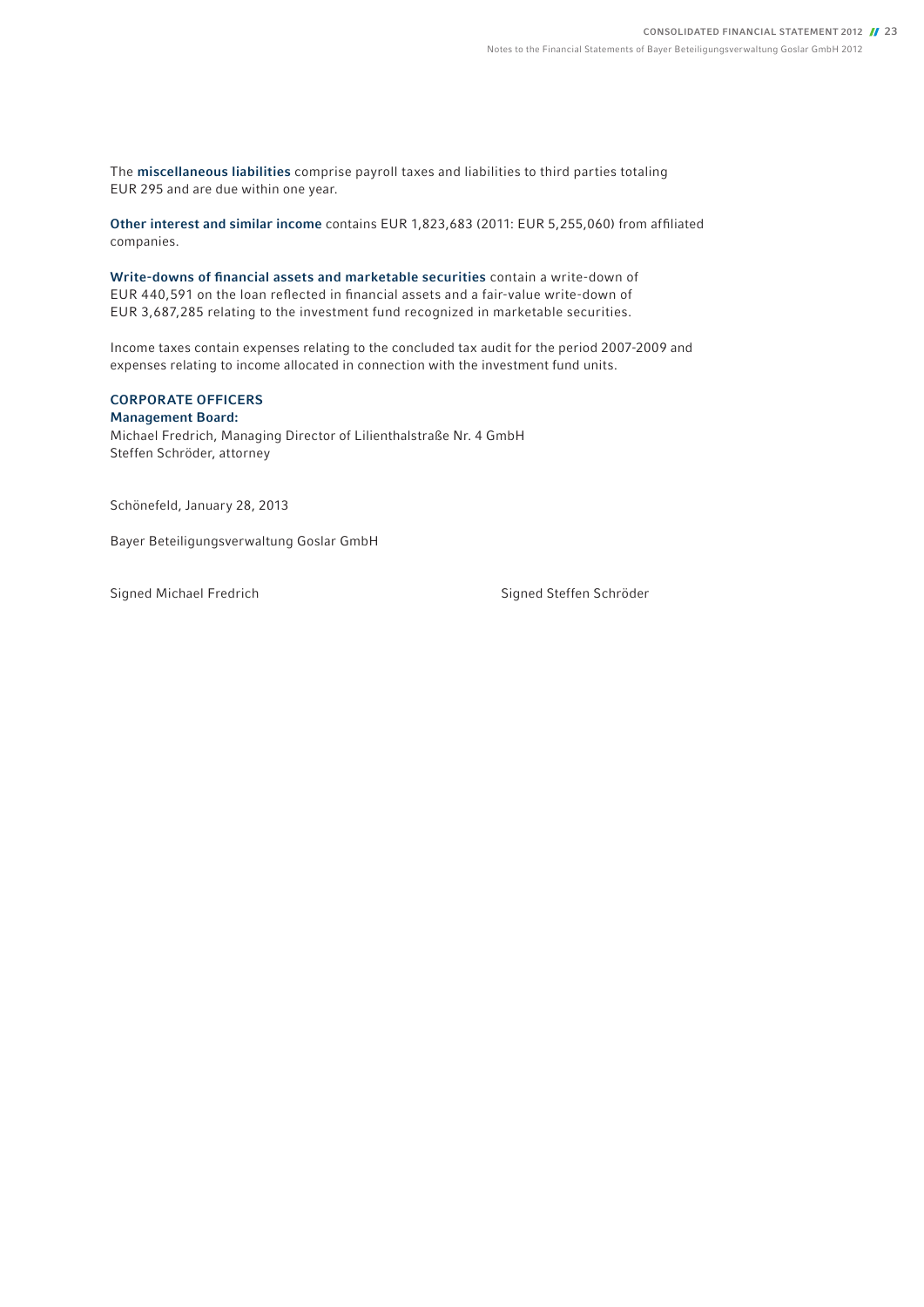The **miscellaneous liabilities** comprise payroll taxes and liabilities to third parties totaling EUR 295 and are due within one year.

**Other interest and similar income** contains EUR 1,823,683 (2011: EUR 5,255,060) from affiliated companies.

**Write-downs of financial assets and marketable securities** contain a write-down of EUR 440,591 on the loan reflected in financial assets and a fair-value write-down of EUR 3,687,285 relating to the investment fund recognized in marketable securities.

Income taxes contain expenses relating to the concluded tax audit for the period 2007-2009 and expenses relating to income allocated in connection with the investment fund units.

## CORPORATE OFFICERS

**Management Board:**

Michael Fredrich, Managing Director of Lilienthalstraße Nr. 4 GmbH
Steffen Schröder, attorney

Schönefeld, January 28, 2013

Bayer Beteiligungsverwaltung Goslar GmbH

Signed Michael Fredrich

Signed Steffen Schröder